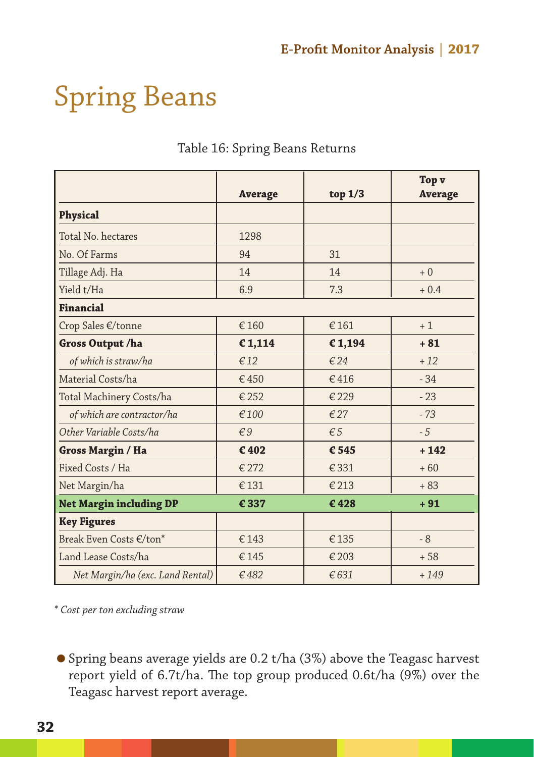# Spring Beans

Table 16: Spring Beans Returns

| | Average | top 1/3 | Top v Average |
|---|---|---|---|
| **Physical** | | | |
| Total No. hectares | 1298 | | |
| No. Of Farms | 94 | 31 | |
| Tillage Adj. Ha | 14 | 14 | + 0 |
| Yield t/Ha | 6.9 | 7.3 | + 0.4 |
| **Financial** | | | |
| Crop Sales €/tonne | € 160 | € 161 | + 1 |
| **Gross Output /ha** | **€ 1,114** | **€ 1,194** | **+ 81** |
| *of which is straw/ha* | *€ 12* | *€ 24* | *+ 12* |
| Material Costs/ha | € 450 | € 416 | - 34 |
| Total Machinery Costs/ha | € 252 | € 229 | - 23 |
| *of which are contractor/ha* | *€ 100* | *€ 27* | *- 73* |
| *Other Variable Costs/ha* | *€ 9* | *€ 5* | *- 5* |
| **Gross Margin / Ha** | **€ 402** | **€ 545** | **+ 142** |
| Fixed Costs / Ha | € 272 | € 331 | + 60 |
| Net Margin/ha | € 131 | € 213 | + 83 |
| **Net Margin including DP** | **€ 337** | **€ 428** | **+ 91** |
| **Key Figures** | | | |
| Break Even Costs €/ton* | € 143 | € 135 | - 8 |
| Land Lease Costs/ha | € 145 | € 203 | + 58 |
| *Net Margin/ha (exc. Land Rental)* | *€ 482* | *€ 631* | *+ 149* |

*\* Cost per ton excluding straw*

- Spring beans average yields are 0.2 t/ha (3%) above the Teagasc harvest report yield of 6.7t/ha. The top group produced 0.6t/ha (9%) over the Teagasc harvest report average.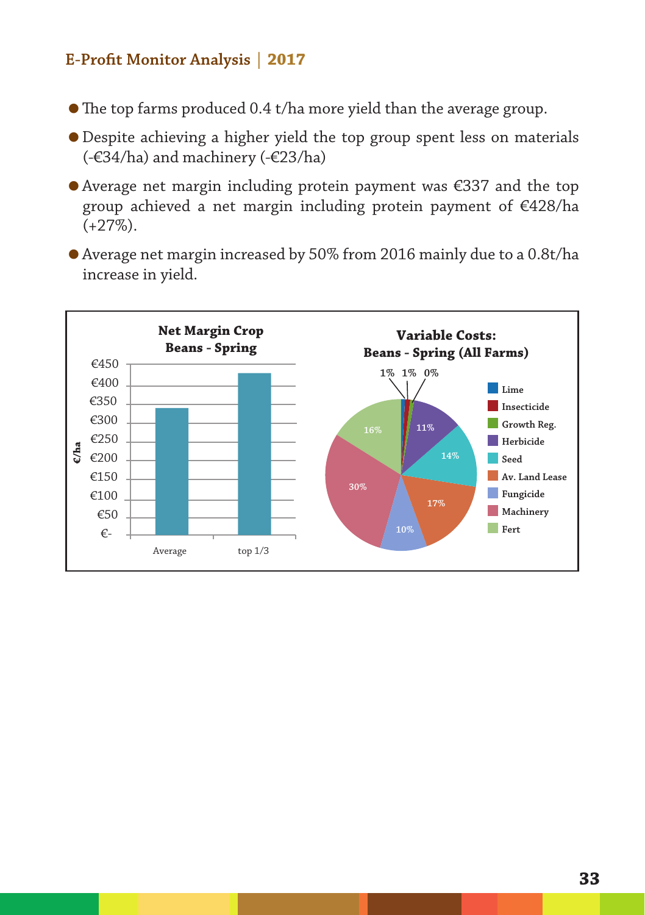- The top farms produced 0.4 t/ha more yield than the average group.
- Despite achieving a higher yield the top group spent less on materials (-€34/ha) and machinery (-€23/ha)
- Average net margin including protein payment was €337 and the top group achieved a net margin including protein payment of €428/ha (+27%).
- Average net margin increased by 50% from 2016 mainly due to a 0.8t/ha increase in yield.

**Net Margin Crop Beans - Spring**

€/ha

€450
€400
€350
€300
€250
€200
€150
€100
€50
€-

Average
top 1/3

**Variable Costs: Beans - Spring (All Farms)**

1% 1% 0%
11%
14%
17%
10%
30%
16%

Lime
Insecticide
Growth Reg.
Herbicide
Seed
Av. Land Lease
Fungicide
Machinery
Fert